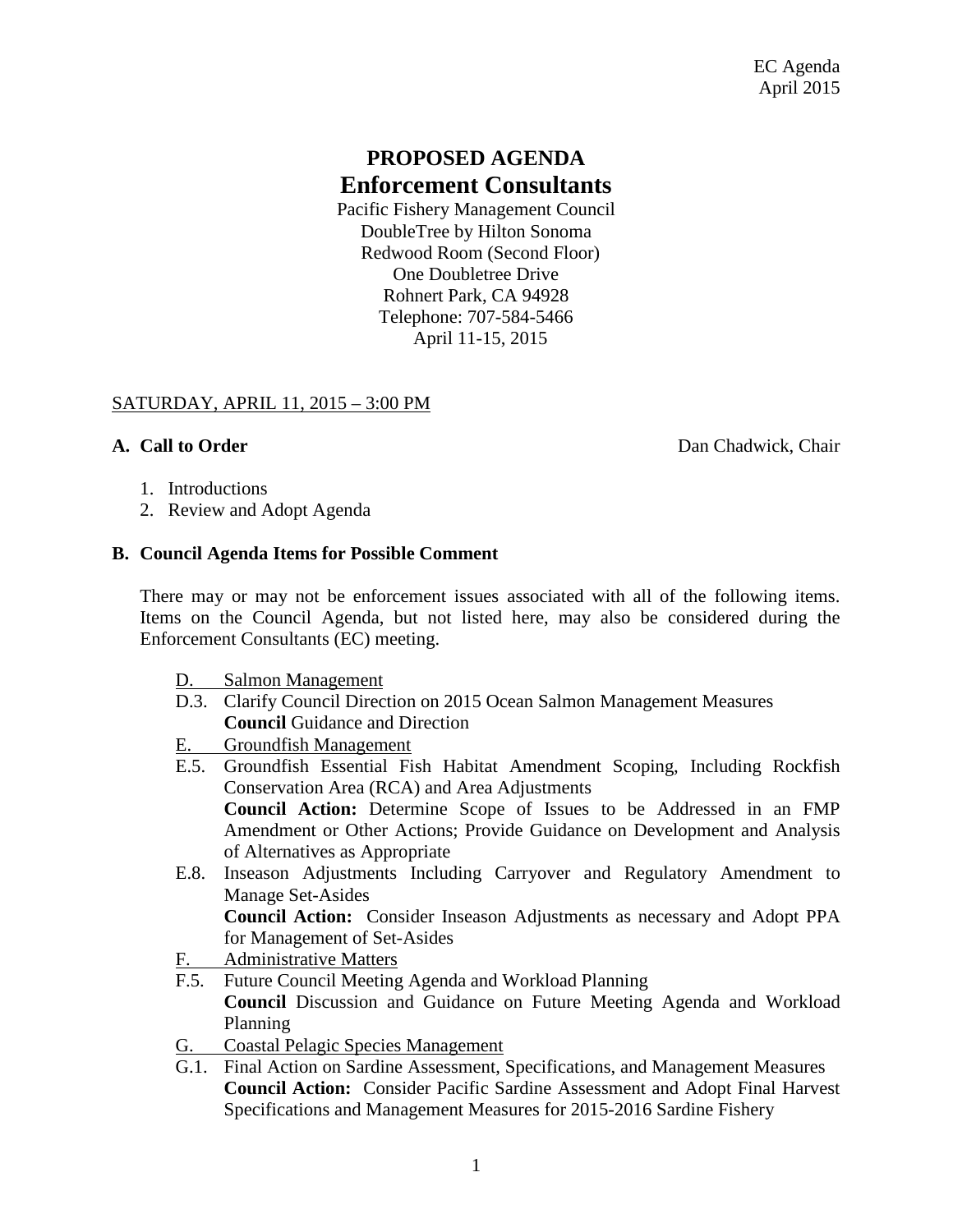EC Agenda
April 2015

# PROPOSED AGENDA
## Enforcement Consultants

Pacific Fishery Management Council
DoubleTree by Hilton Sonoma
Redwood Room (Second Floor)
One Doubletree Drive
Rohnert Park, CA 94928
Telephone: 707-584-5466
April 11-15, 2015

SATURDAY, APRIL 11, 2015 – 3:00 PM

**A. Call to Order** Dan Chadwick, Chair

1. Introductions
2. Review and Adopt Agenda

**B. Council Agenda Items for Possible Comment**

There may or may not be enforcement issues associated with all of the following items. Items on the Council Agenda, but not listed here, may also be considered during the Enforcement Consultants (EC) meeting.

D. Salmon Management

D.3. Clarify Council Direction on 2015 Ocean Salmon Management Measures
**Council** Guidance and Direction

E. Groundfish Management

E.5. Groundfish Essential Fish Habitat Amendment Scoping, Including Rockfish Conservation Area (RCA) and Area Adjustments
**Council Action:** Determine Scope of Issues to be Addressed in an FMP Amendment or Other Actions; Provide Guidance on Development and Analysis of Alternatives as Appropriate

E.8. Inseason Adjustments Including Carryover and Regulatory Amendment to Manage Set-Asides
**Council Action:** Consider Inseason Adjustments as necessary and Adopt PPA for Management of Set-Asides

F. Administrative Matters

F.5. Future Council Meeting Agenda and Workload Planning
**Council** Discussion and Guidance on Future Meeting Agenda and Workload Planning

G. Coastal Pelagic Species Management

G.1. Final Action on Sardine Assessment, Specifications, and Management Measures
**Council Action:** Consider Pacific Sardine Assessment and Adopt Final Harvest Specifications and Management Measures for 2015-2016 Sardine Fishery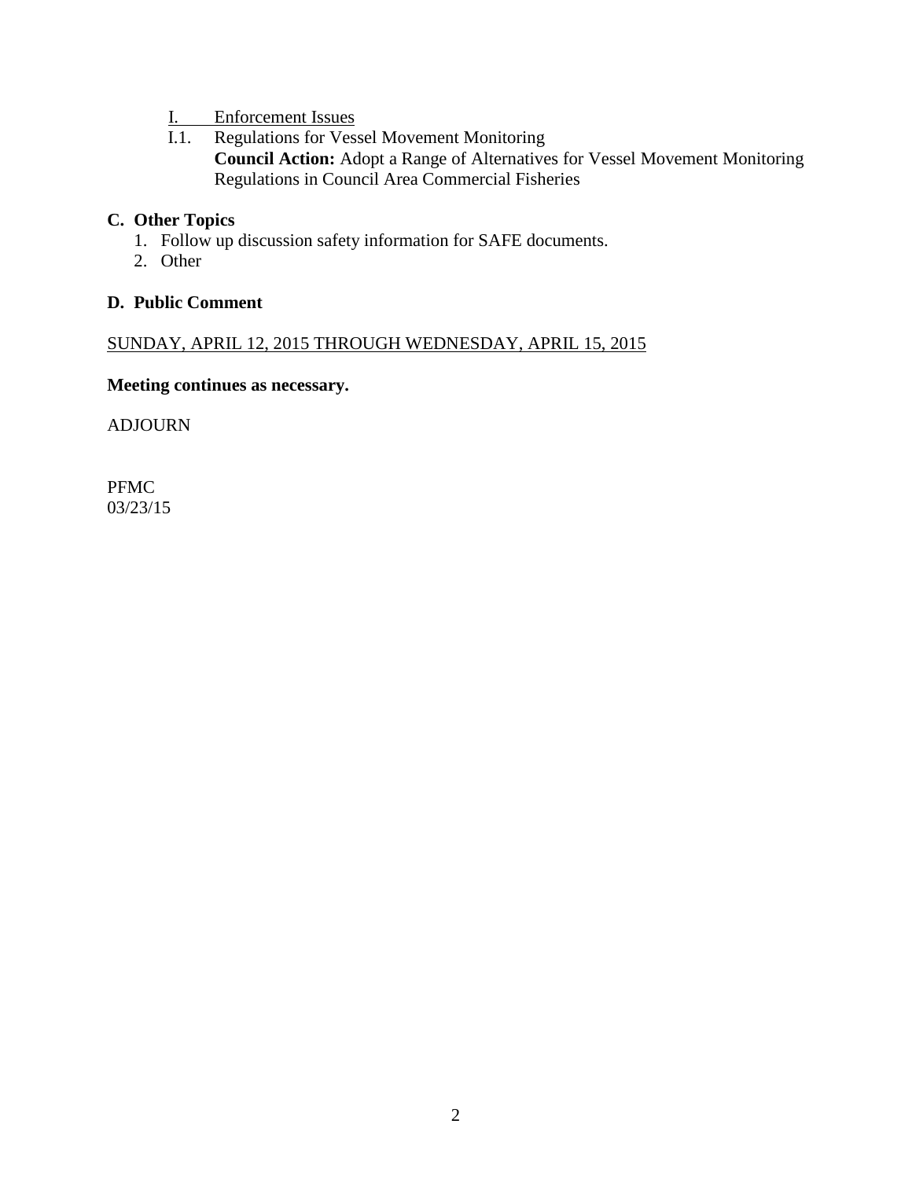I. Enforcement Issues

I.1. Regulations for Vessel Movement Monitoring
**Council Action:** Adopt a Range of Alternatives for Vessel Movement Monitoring Regulations in Council Area Commercial Fisheries

**C. Other Topics**

1. Follow up discussion safety information for SAFE documents.
2. Other

**D. Public Comment**

SUNDAY, APRIL 12, 2015 THROUGH WEDNESDAY, APRIL 15, 2015

**Meeting continues as necessary.**

ADJOURN

PFMC
03/23/15